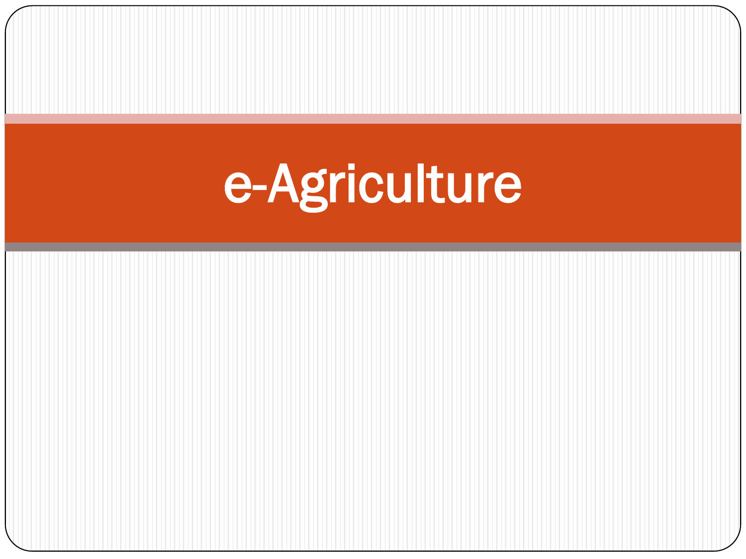# e-Agriculture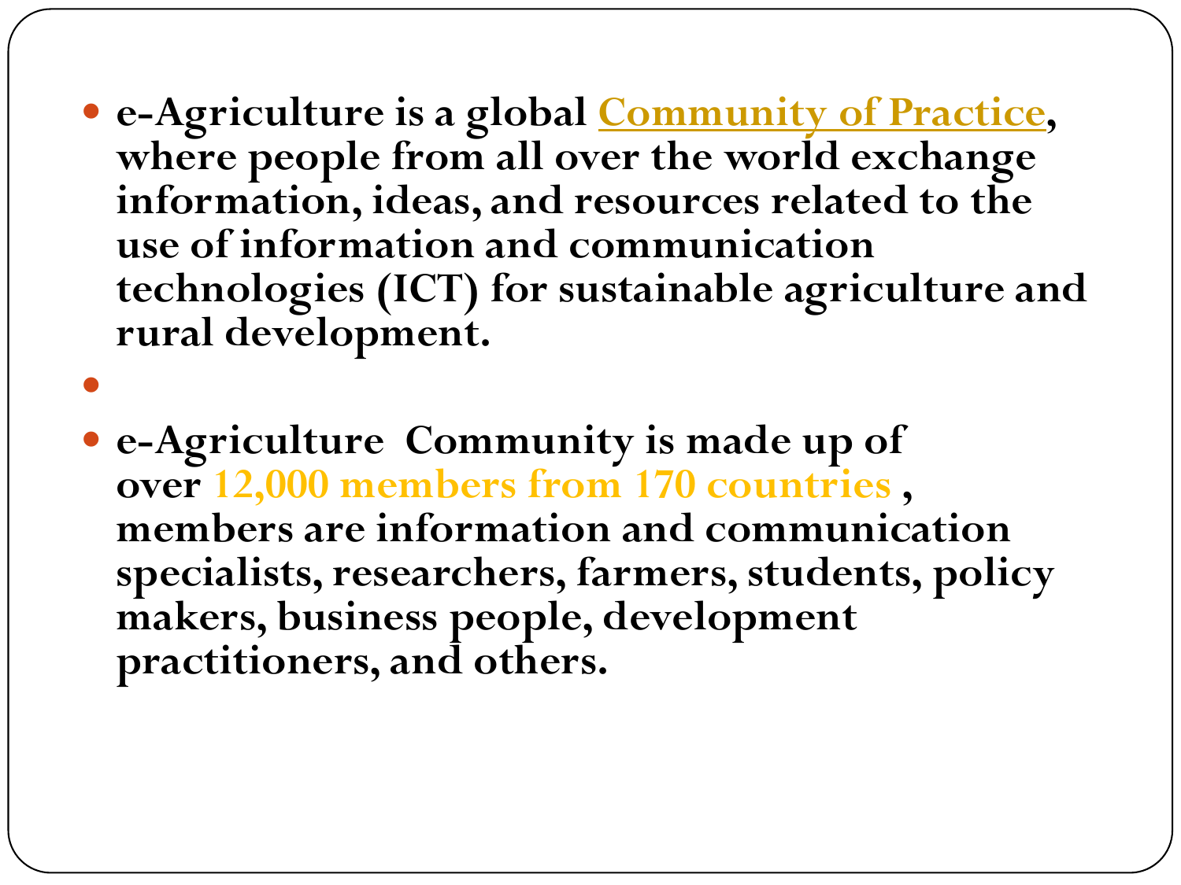- **e-Agriculture is a global Community of Practice, where people from all over the world exchange information, ideas, and resources related to the use of information and communication technologies (ICT) for sustainable agriculture and rural development.**
- 
- **e-Agriculture Community is made up of over 12,000 members from 170 countries, members are information and communication specialists, researchers, farmers, students, policy makers, business people, development practitioners, and others.**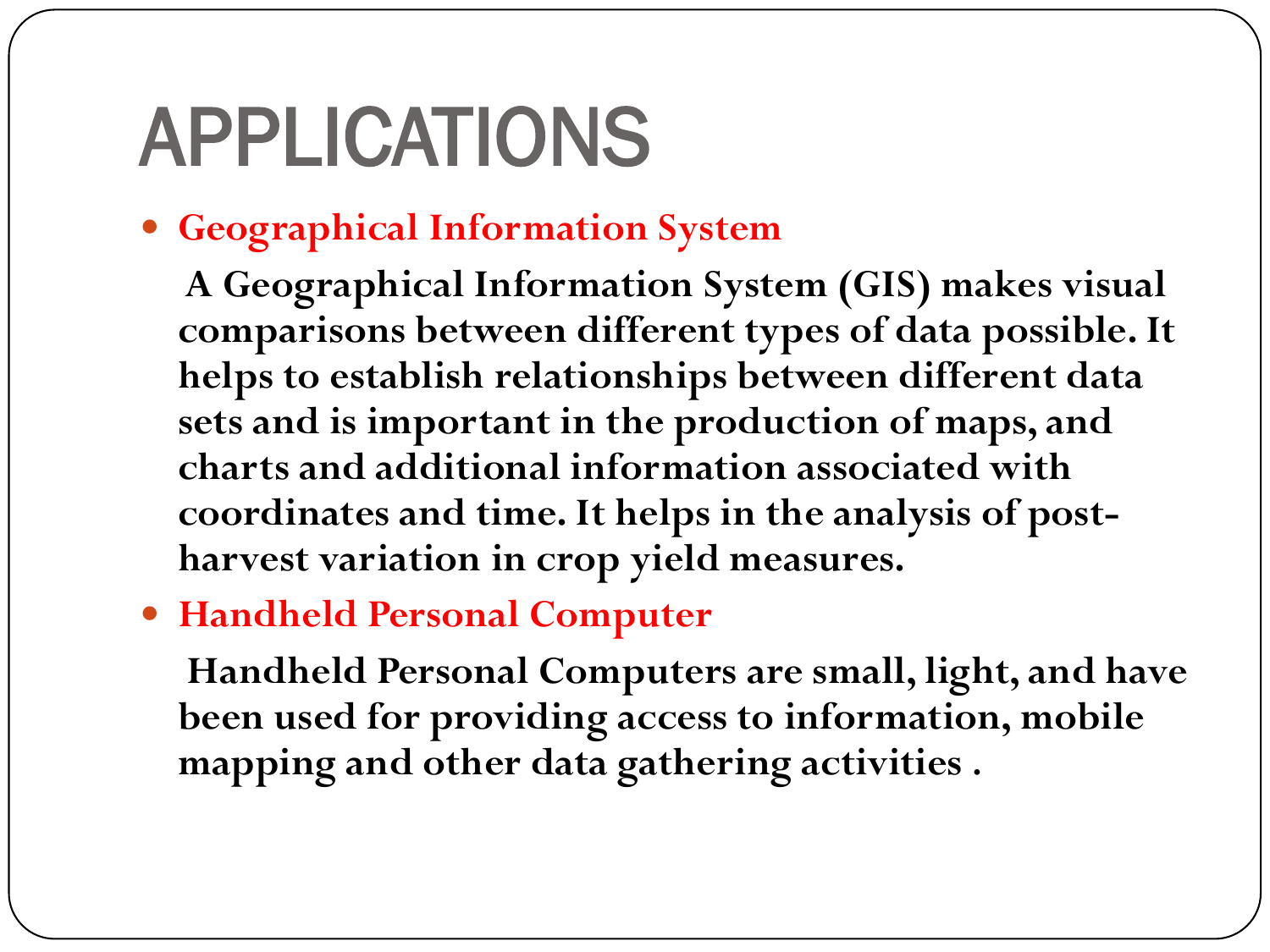# APPLICATIONS

- **Geographical Information System**

  **A Geographical Information System (GIS) makes visual comparisons between different types of data possible. It helps to establish relationships between different data sets and is important in the production of maps, and charts and additional information associated with coordinates and time. It helps in the analysis of post-harvest variation in crop yield measures.**

- **Handheld Personal Computer**

  **Handheld Personal Computers are small, light, and have been used for providing access to information, mobile mapping and other data gathering activities .**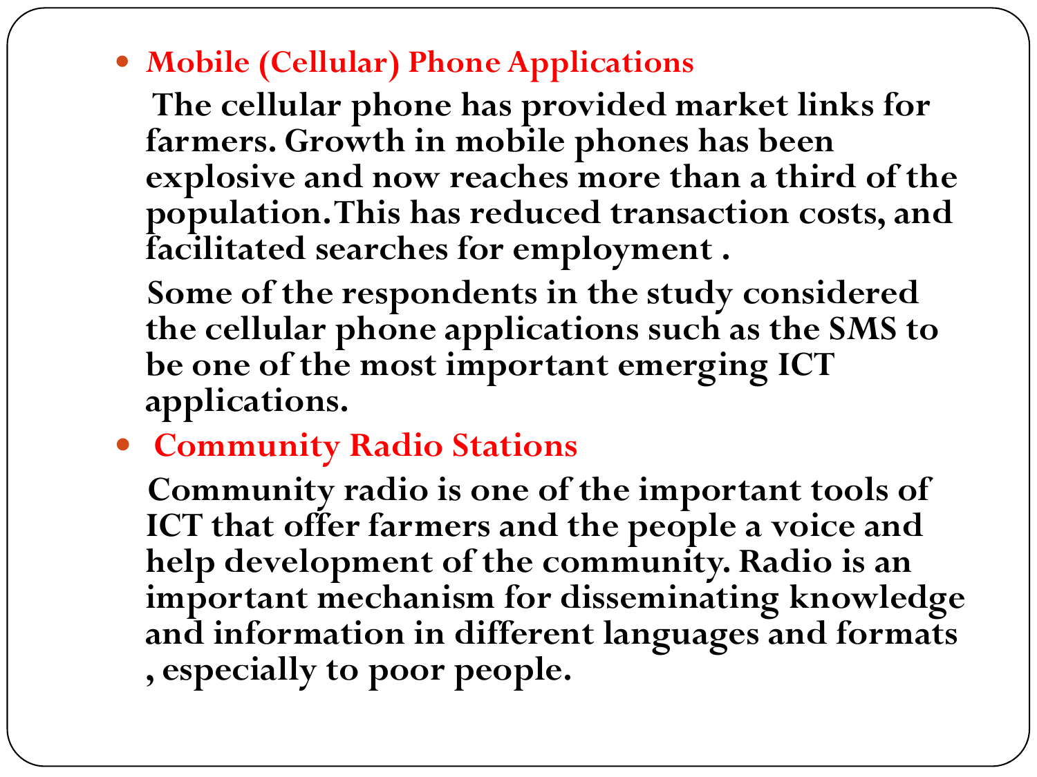- **Mobile (Cellular) Phone Applications**

  The cellular phone has provided market links for farmers. Growth in mobile phones has been explosive and now reaches more than a third of the population. This has reduced transaction costs, and facilitated searches for employment .

  Some of the respondents in the study considered the cellular phone applications such as the SMS to be one of the most important emerging ICT applications.

- **Community Radio Stations**

  Community radio is one of the important tools of ICT that offer farmers and the people a voice and help development of the community. Radio is an important mechanism for disseminating knowledge and information in different languages and formats , especially to poor people.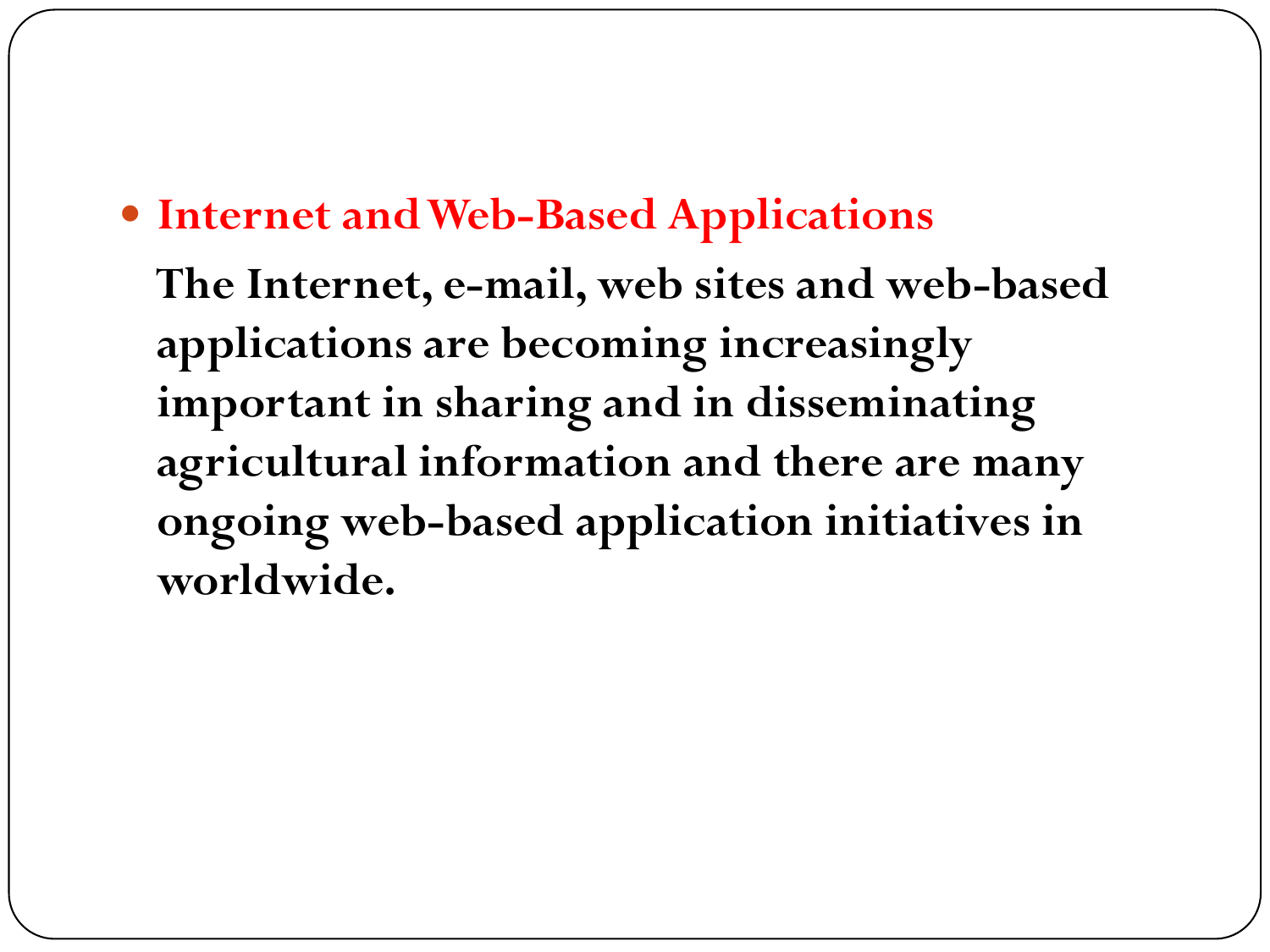- **Internet and Web-Based Applications**

  **The Internet, e-mail, web sites and web-based applications are becoming increasingly important in sharing and in disseminating agricultural information and there are many ongoing web-based application initiatives in worldwide.**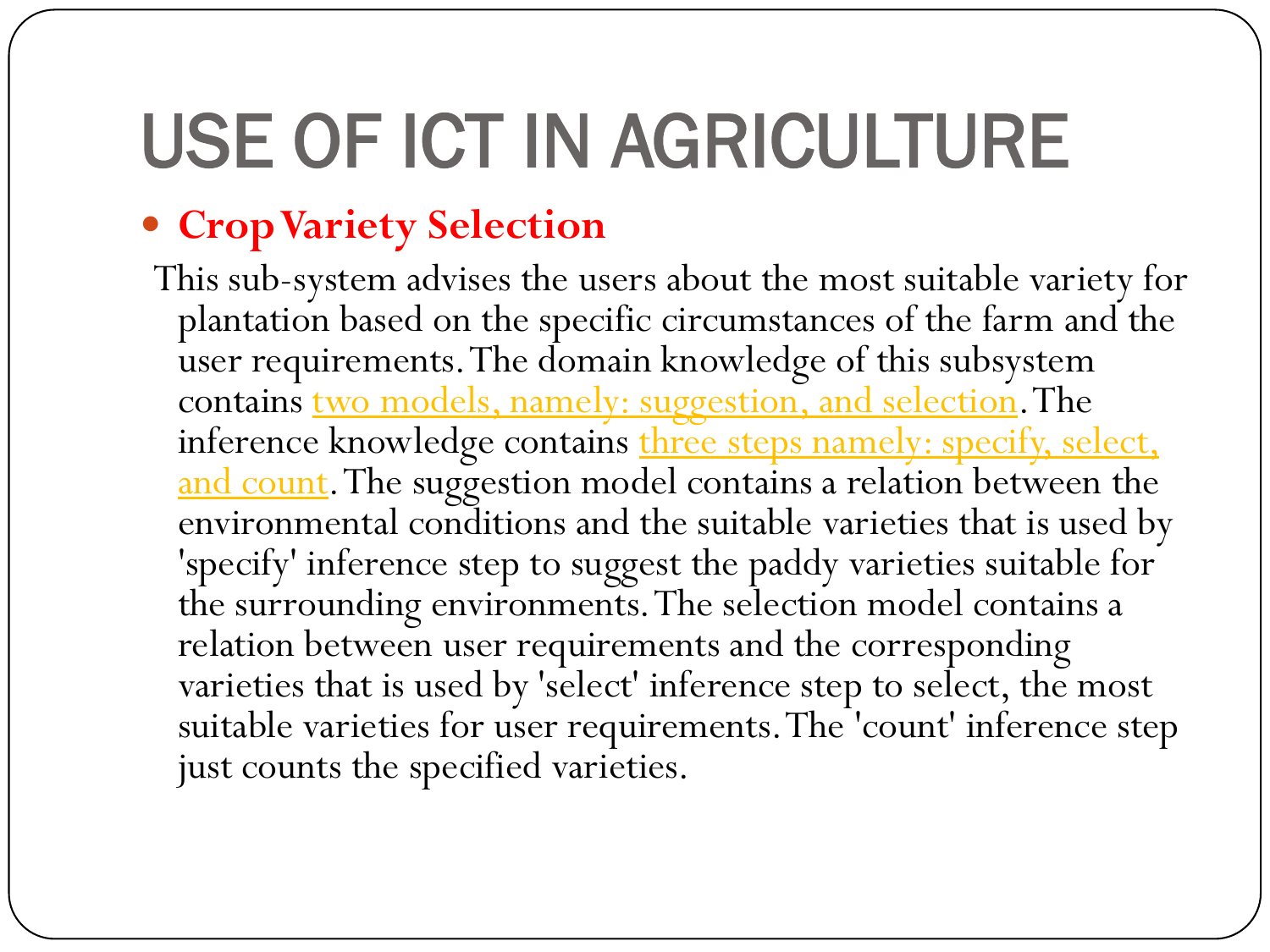# USE OF ICT IN AGRICULTURE

- **Crop Variety Selection**

This sub-system advises the users about the most suitable variety for plantation based on the specific circumstances of the farm and the user requirements. The domain knowledge of this subsystem contains two models, namely: suggestion, and selection. The inference knowledge contains three steps namely: specify, select, and count. The suggestion model contains a relation between the environmental conditions and the suitable varieties that is used by 'specify' inference step to suggest the paddy varieties suitable for the surrounding environments. The selection model contains a relation between user requirements and the corresponding varieties that is used by 'select' inference step to select, the most suitable varieties for user requirements. The 'count' inference step just counts the specified varieties.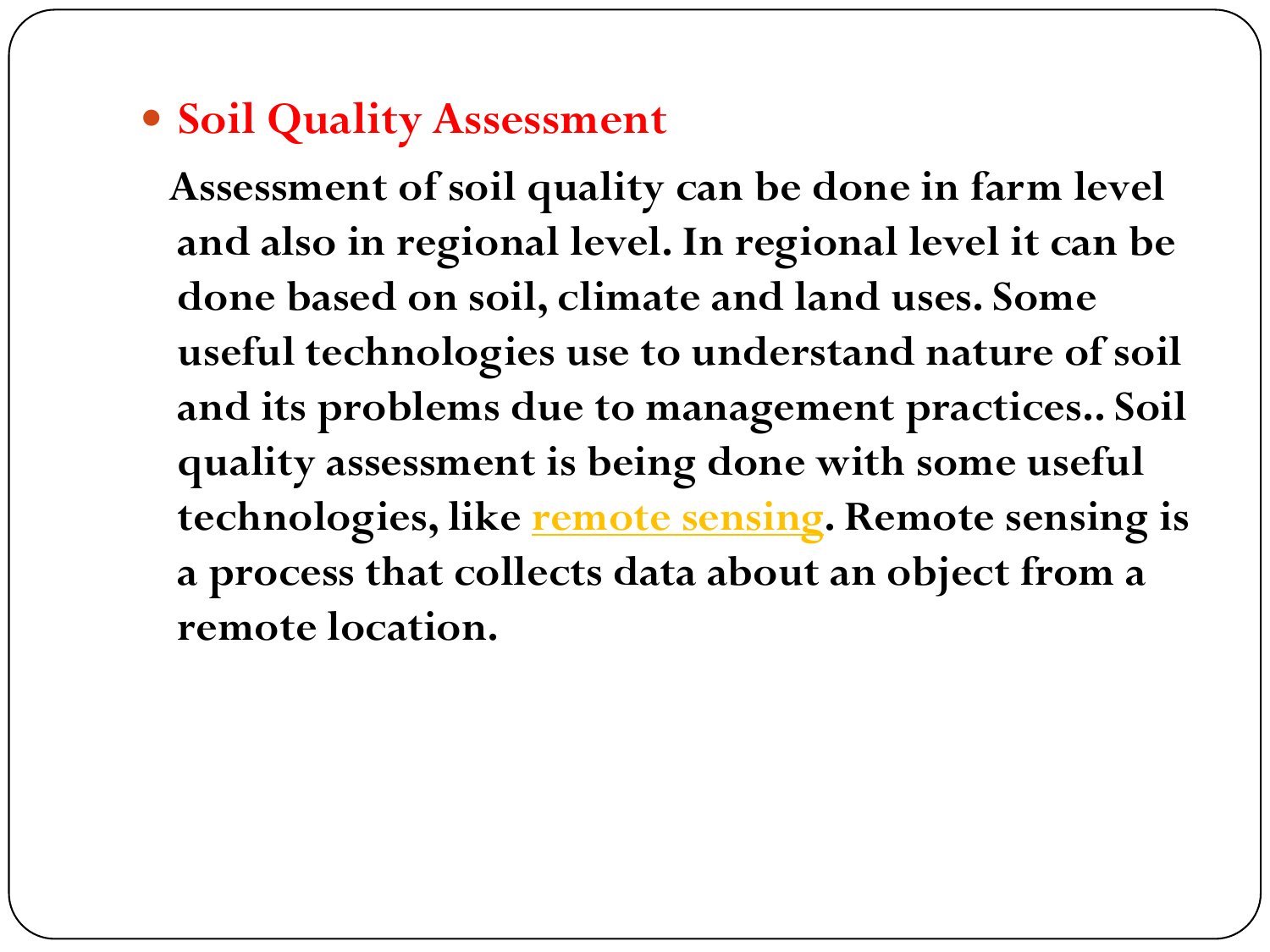- **Soil Quality Assessment**

**Assessment of soil quality can be done in farm level and also in regional level. In regional level it can be done based on soil, climate and land uses. Some useful technologies use to understand nature of soil and its problems due to management practices.. Soil quality assessment is being done with some useful technologies, like remote sensing. Remote sensing is a process that collects data about an object from a remote location.**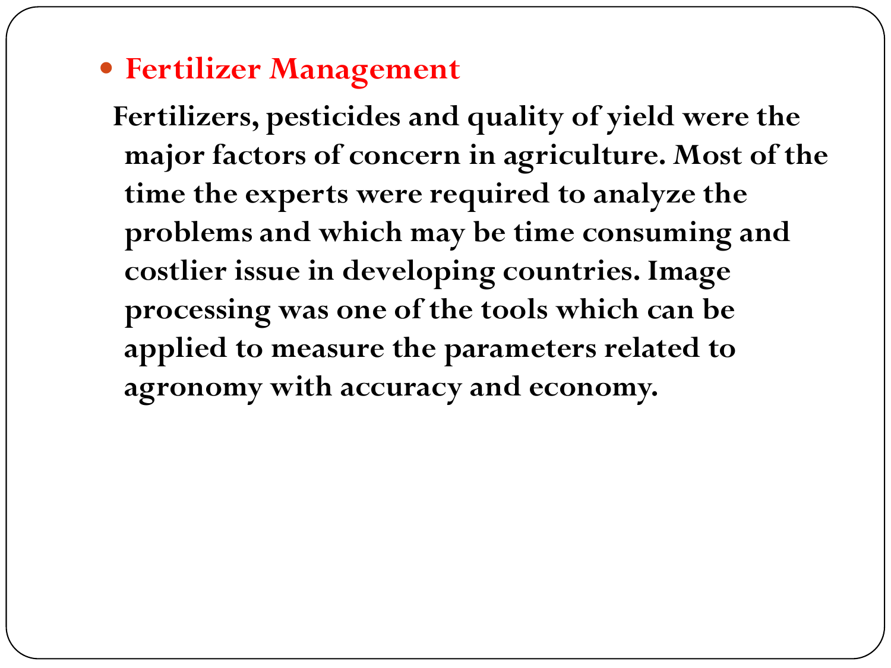- **Fertilizer Management**

Fertilizers, pesticides and quality of yield were the major factors of concern in agriculture. Most of the time the experts were required to analyze the problems and which may be time consuming and costlier issue in developing countries. Image processing was one of the tools which can be applied to measure the parameters related to agronomy with accuracy and economy.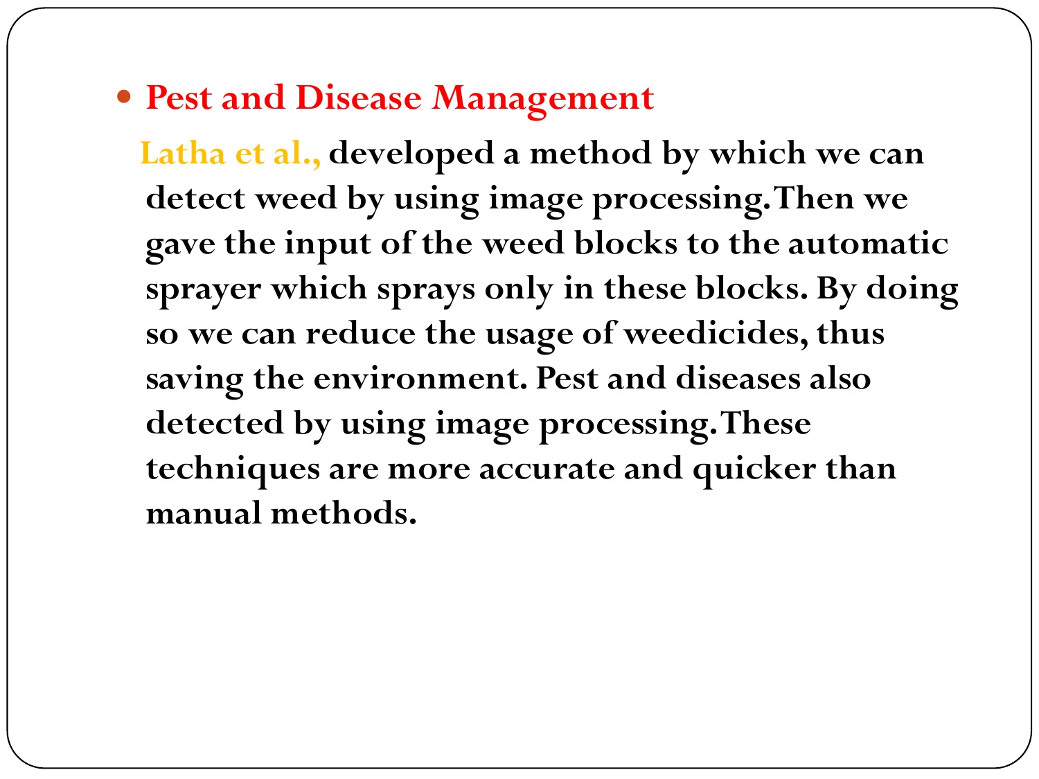- **Pest and Disease Management**

  **Latha et al., developed a method by which we can detect weed by using image processing. Then we gave the input of the weed blocks to the automatic sprayer which sprays only in these blocks. By doing so we can reduce the usage of weedicides, thus saving the environment. Pest and diseases also detected by using image processing. These techniques are more accurate and quicker than manual methods.**